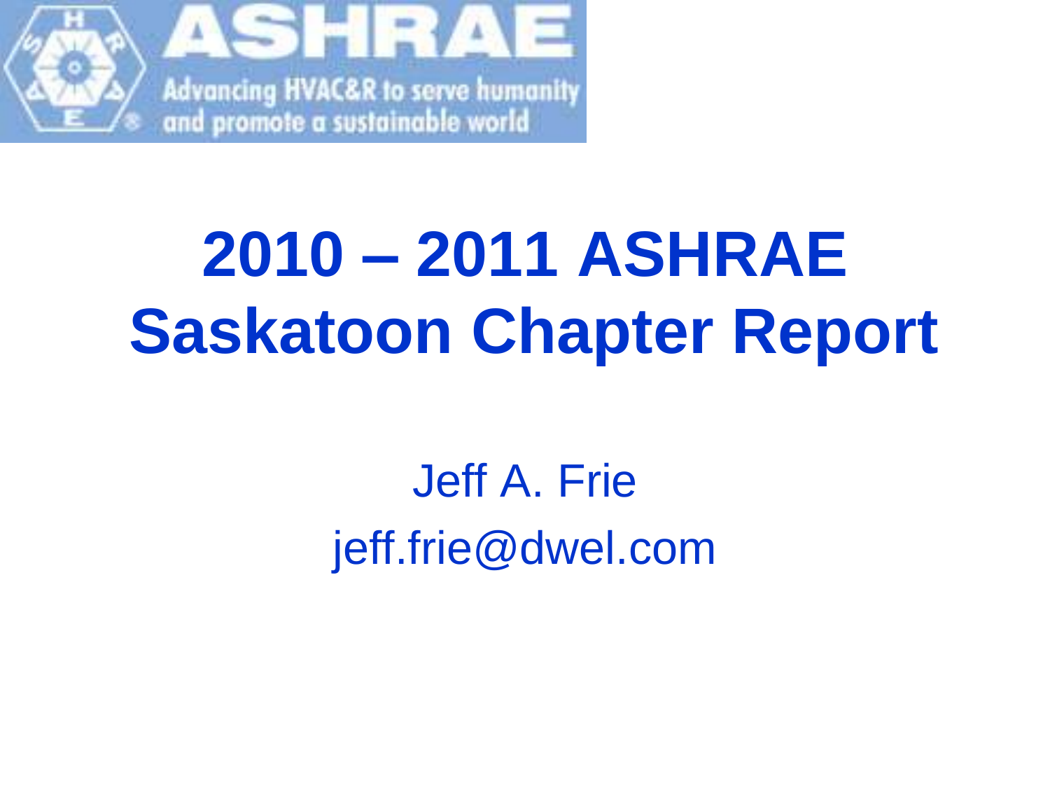ASHRAE

Advancing HVAC&R to serve humanity and promote a sustainable world

# 2010 – 2011 ASHRAE Saskatoon Chapter Report

Jeff A. Frie

jeff.frie@dwel.com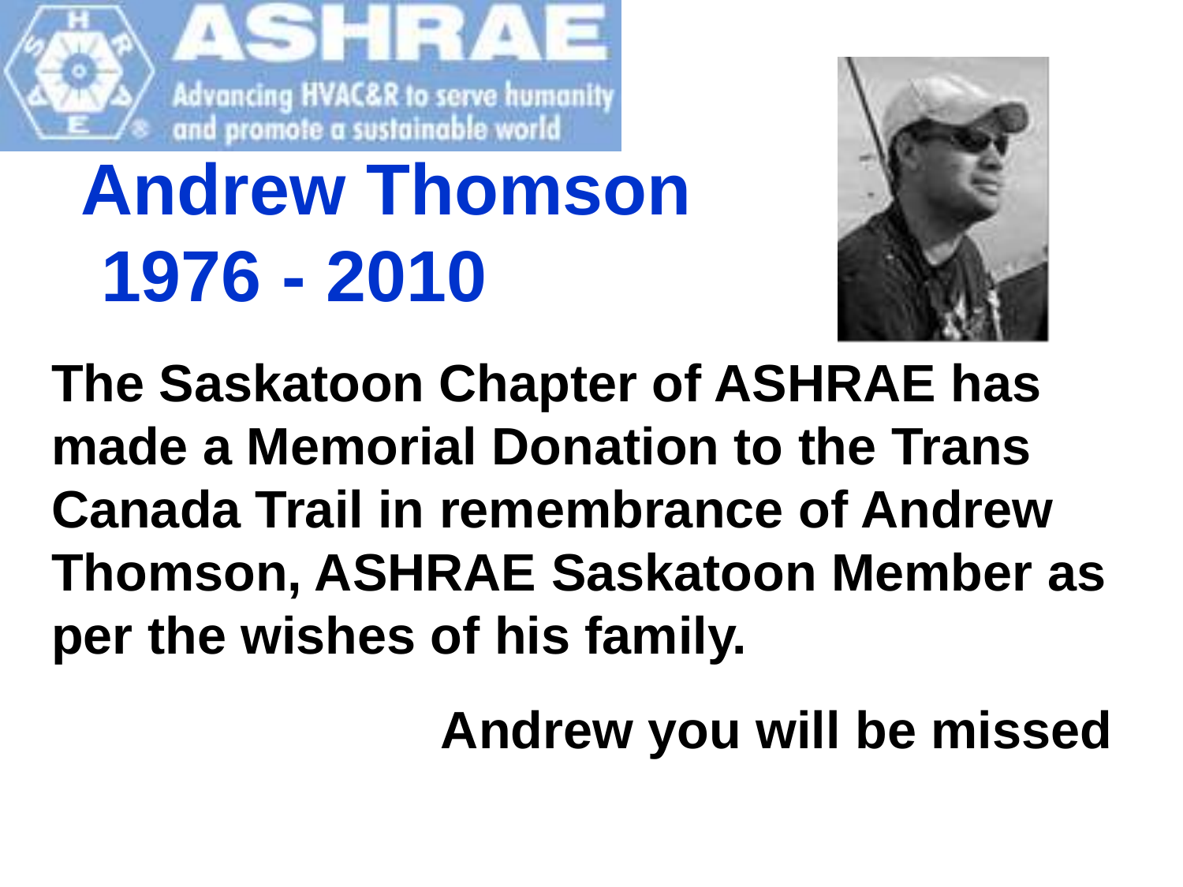# Andrew Thomson
# 1976 - 2010

**The Saskatoon Chapter of ASHRAE has made a Memorial Donation to the Trans Canada Trail in remembrance of Andrew Thomson, ASHRAE Saskatoon Member as per the wishes of his family.**

**Andrew you will be missed**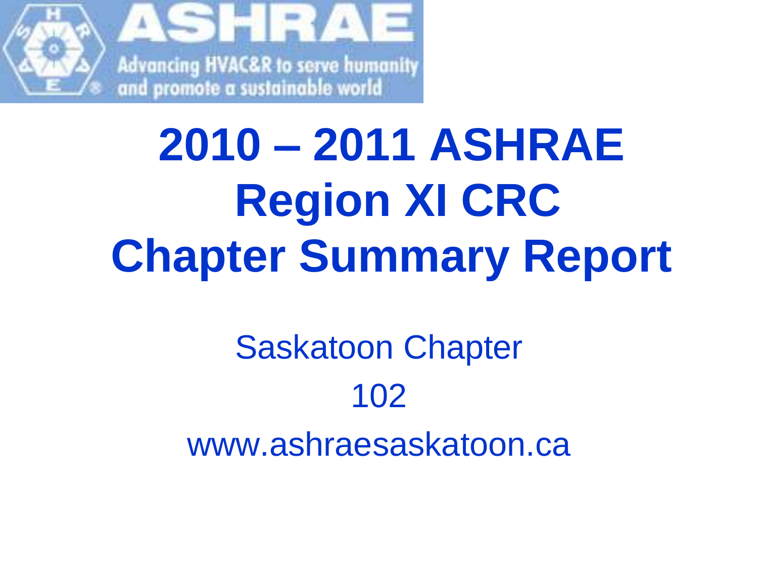# 2010 – 2011 ASHRAE Region XI CRC Chapter Summary Report

Saskatoon Chapter

102

www.ashraesaskatoon.ca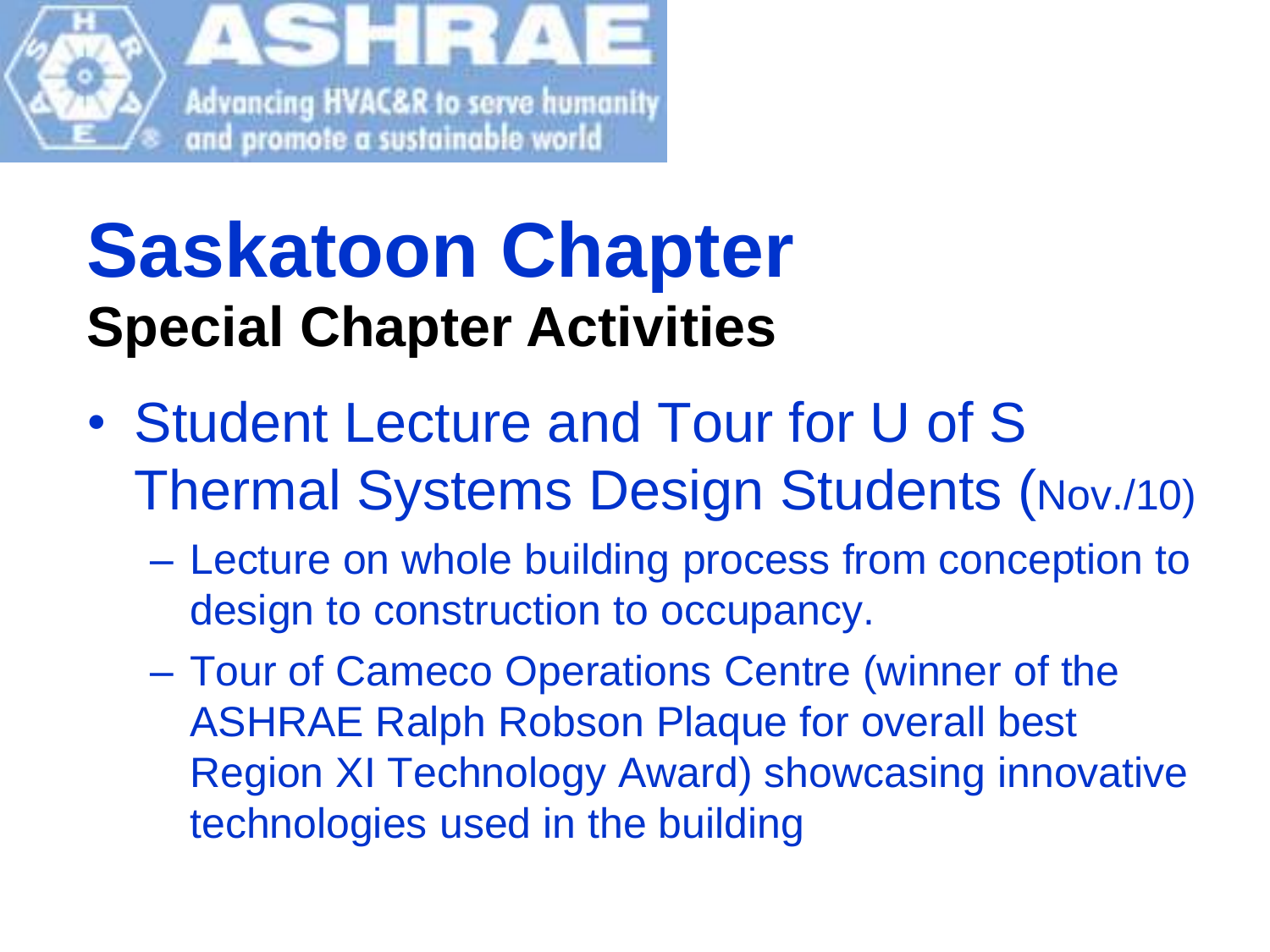# Saskatoon Chapter

## Special Chapter Activities

- Student Lecture and Tour for U of S Thermal Systems Design Students (Nov./10)
  - Lecture on whole building process from conception to design to construction to occupancy.
  - Tour of Cameco Operations Centre (winner of the ASHRAE Ralph Robson Plaque for overall best Region XI Technology Award) showcasing innovative technologies used in the building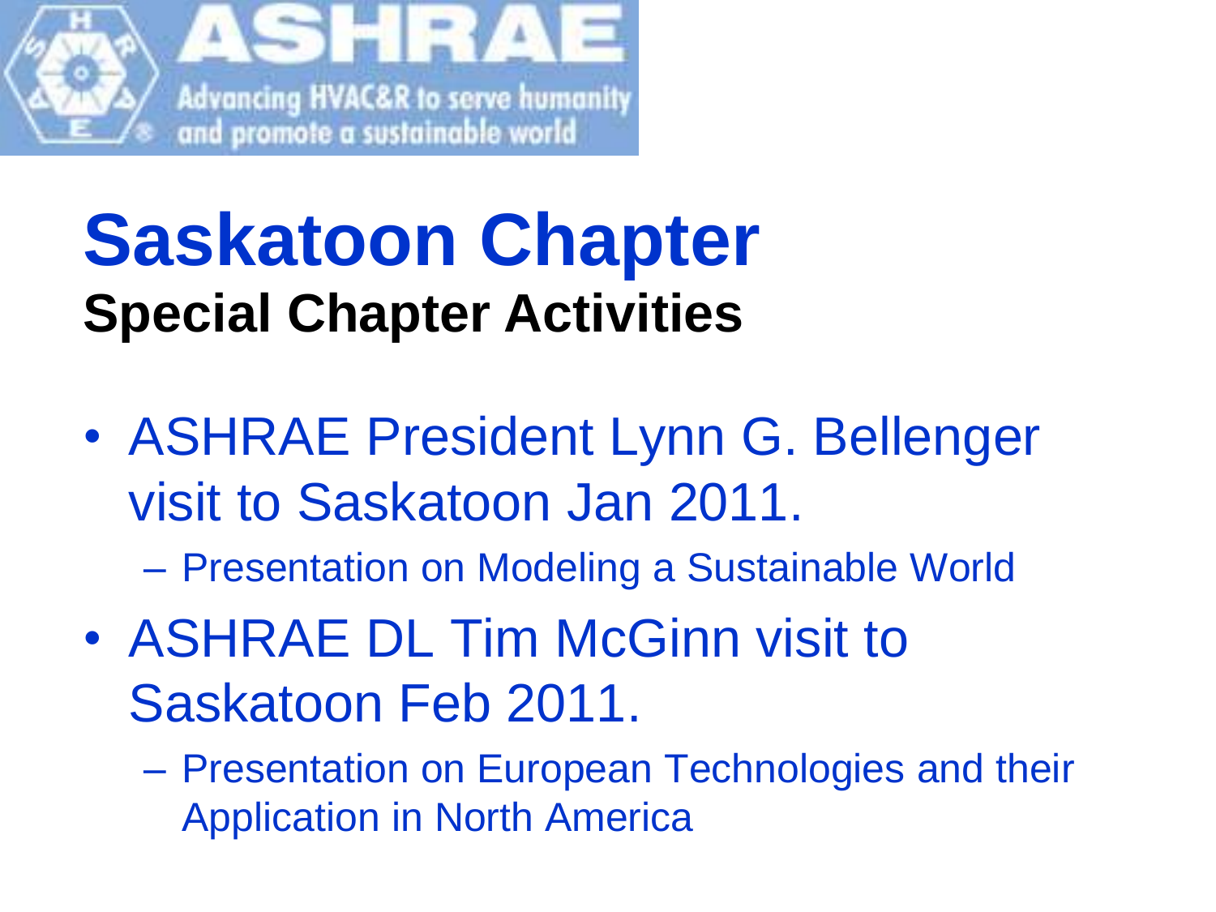# Saskatoon Chapter

## Special Chapter Activities

- ASHRAE President Lynn G. Bellenger visit to Saskatoon Jan 2011.
  - Presentation on Modeling a Sustainable World
- ASHRAE DL Tim McGinn visit to Saskatoon Feb 2011.
  - Presentation on European Technologies and their Application in North America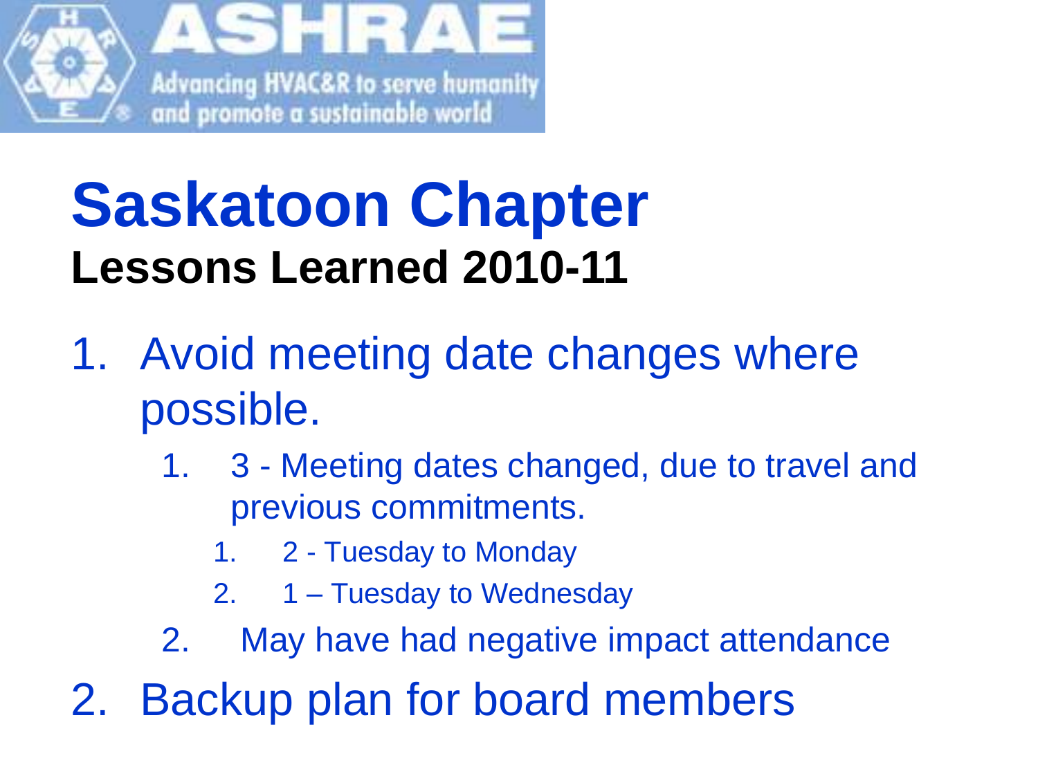ASHRAE

Advancing HVAC&R to serve humanity and promote a sustainable world

# Saskatoon Chapter

## Lessons Learned 2010-11

1. Avoid meeting date changes where possible.
   1. 3 - Meeting dates changed, due to travel and previous commitments.
      1. 2 - Tuesday to Monday
      2. 1 – Tuesday to Wednesday
   2. May have had negative impact attendance
2. Backup plan for board members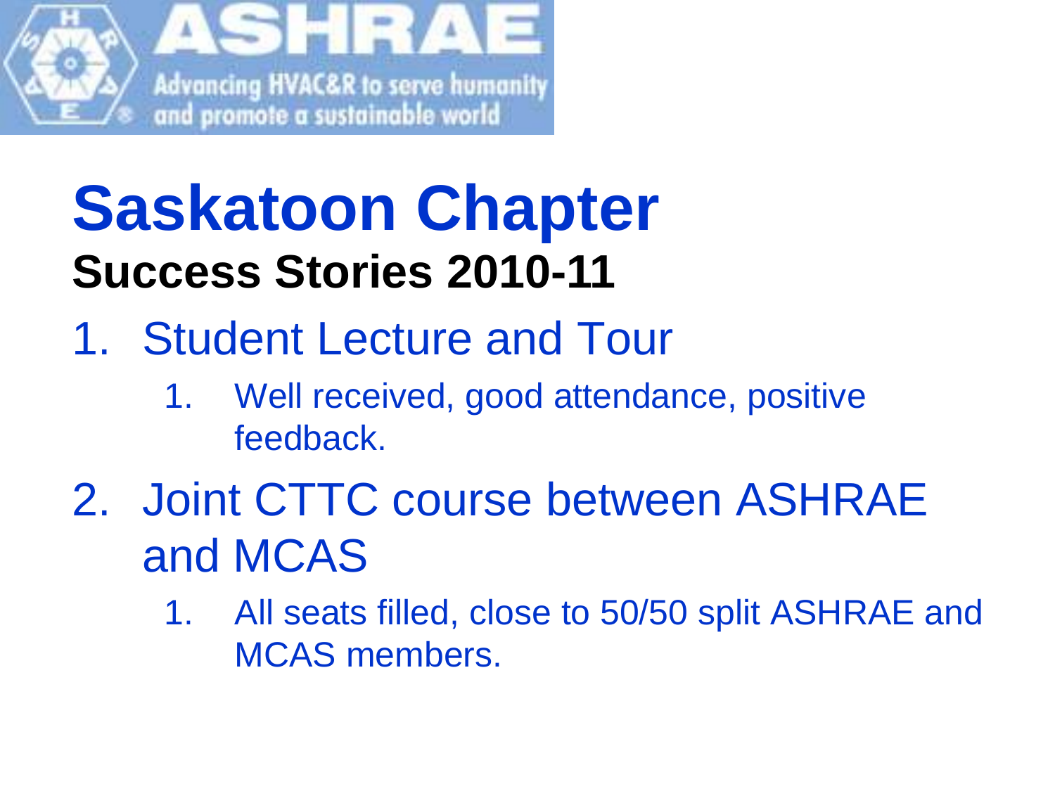# Saskatoon Chapter

## Success Stories 2010-11

1. Student Lecture and Tour
   1. Well received, good attendance, positive feedback.
2. Joint CTTC course between ASHRAE and MCAS
   1. All seats filled, close to 50/50 split ASHRAE and MCAS members.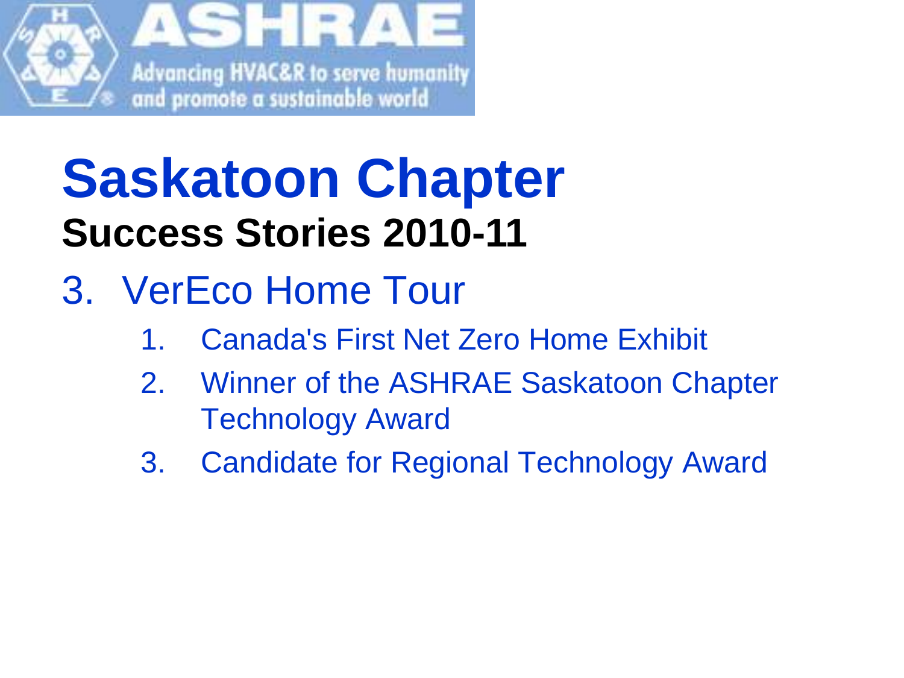# Saskatoon Chapter

## Success Stories 2010-11

3. VerEco Home Tour
    1. Canada's First Net Zero Home Exhibit
    2. Winner of the ASHRAE Saskatoon Chapter Technology Award
    3. Candidate for Regional Technology Award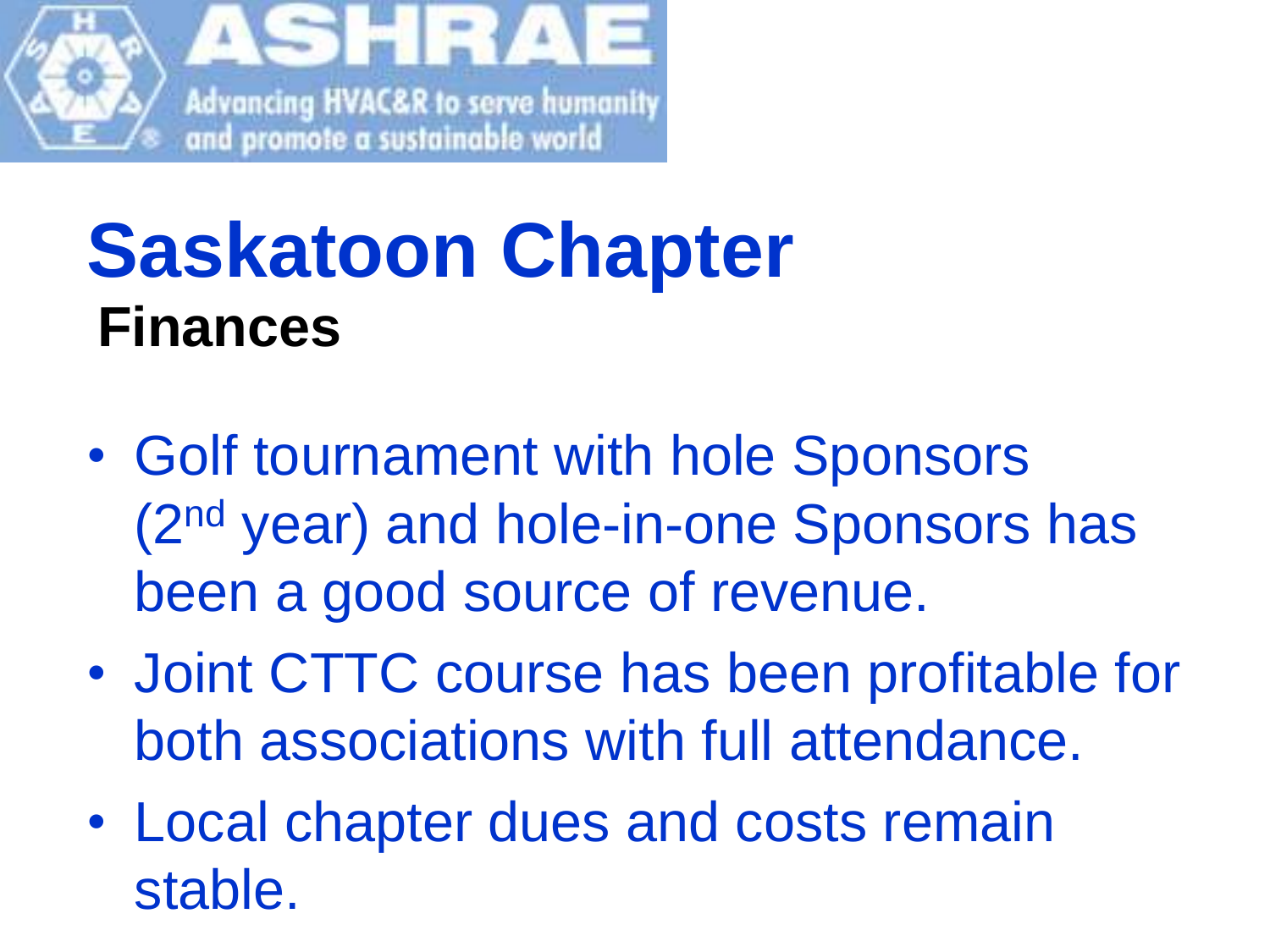ASHRAE

Advancing HVAC&R to serve humanity and promote a sustainable world

# Saskatoon Chapter

## Finances

- Golf tournament with hole Sponsors (2nd year) and hole-in-one Sponsors has been a good source of revenue.
- Joint CTTC course has been profitable for both associations with full attendance.
- Local chapter dues and costs remain stable.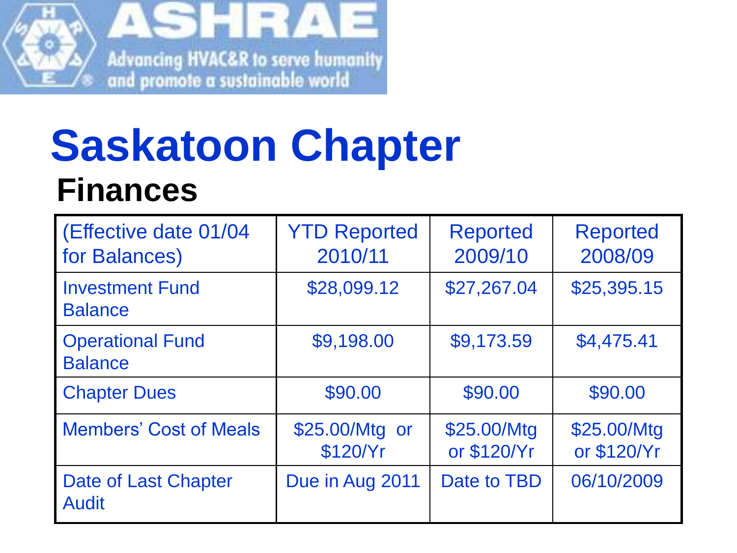# Saskatoon Chapter

## Finances

| (Effective date 01/04 for Balances) | YTD Reported 2010/11 | Reported 2009/10 | Reported 2008/09 |
|---|---|---|---|
| Investment Fund Balance | $28,099.12 | $27,267.04 | $25,395.15 |
| Operational Fund Balance | $9,198.00 | $9,173.59 | $4,475.41 |
| Chapter Dues | $90.00 | $90.00 | $90.00 |
| Members' Cost of Meals | $25.00/Mtg or $120/Yr | $25.00/Mtg or $120/Yr | $25.00/Mtg or $120/Yr |
| Date of Last Chapter Audit | Due in Aug 2011 | Date to TBD | 06/10/2009 |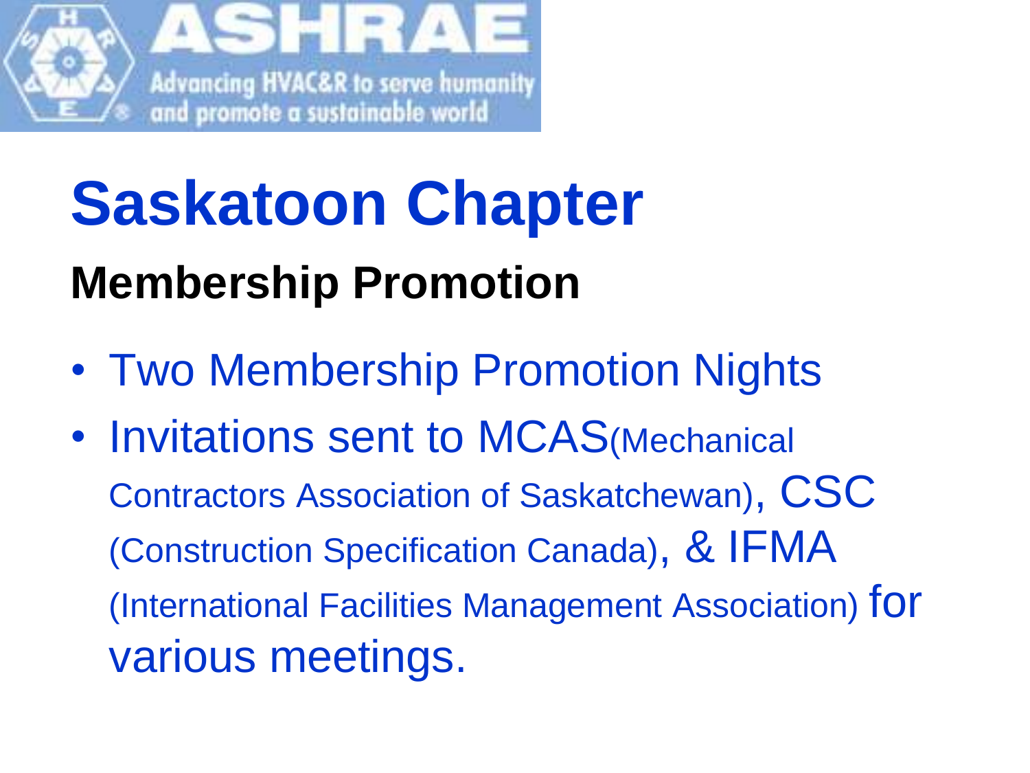# Saskatoon Chapter

## Membership Promotion

- Two Membership Promotion Nights
- Invitations sent to MCAS(Mechanical Contractors Association of Saskatchewan), CSC (Construction Specification Canada), & IFMA (International Facilities Management Association) for various meetings.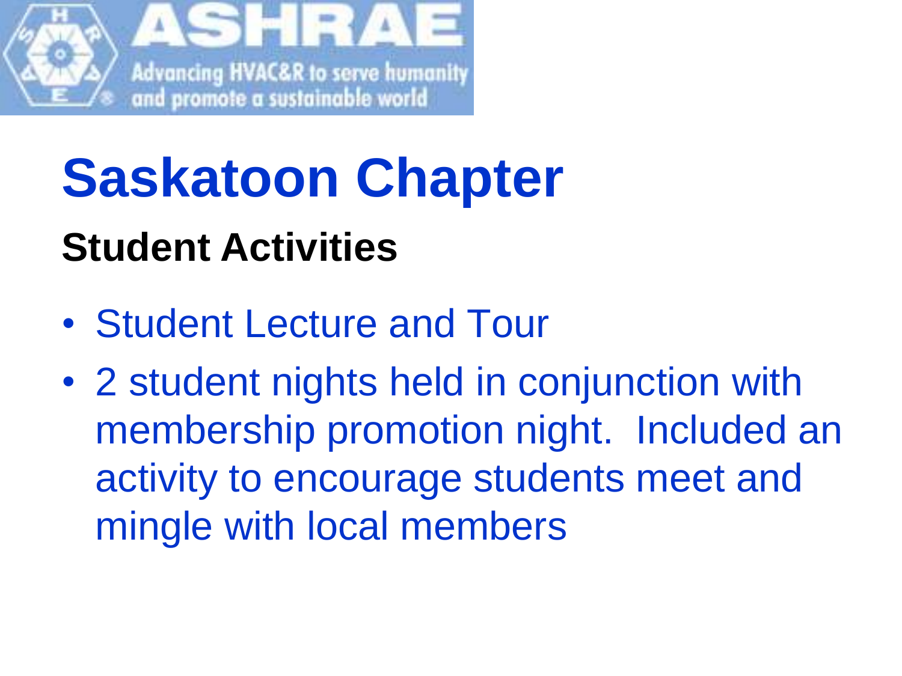# Saskatoon Chapter

## Student Activities

- Student Lecture and Tour
- 2 student nights held in conjunction with membership promotion night. Included an activity to encourage students meet and mingle with local members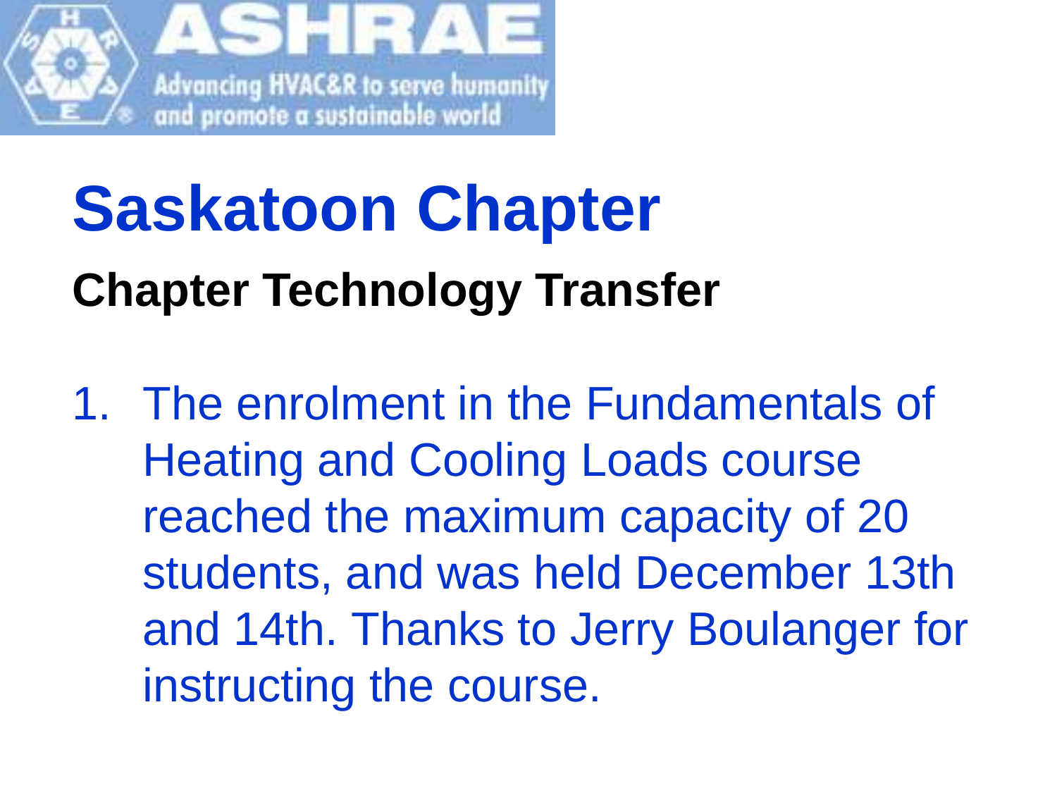# Saskatoon Chapter

## Chapter Technology Transfer

1. The enrolment in the Fundamentals of Heating and Cooling Loads course reached the maximum capacity of 20 students, and was held December 13th and 14th. Thanks to Jerry Boulanger for instructing the course.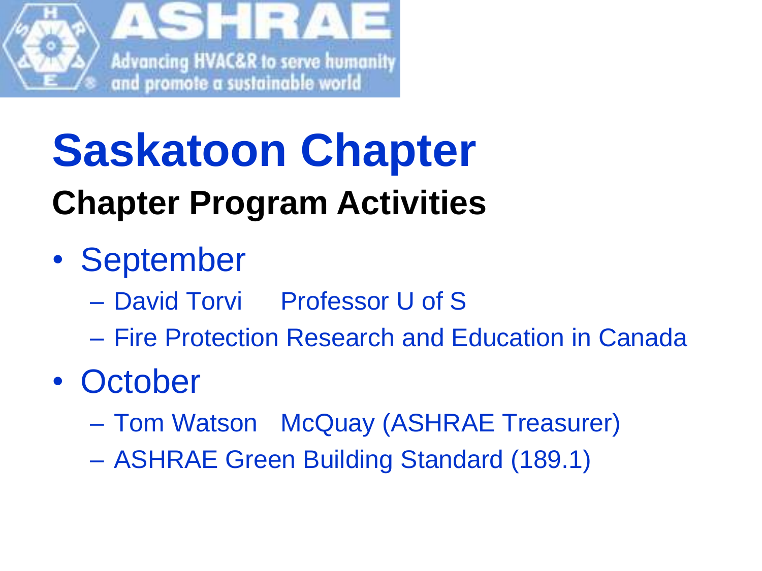# Saskatoon Chapter

## Chapter Program Activities

- September
  - David Torvi Professor U of S
  - Fire Protection Research and Education in Canada
- October
  - Tom Watson McQuay (ASHRAE Treasurer)
  - ASHRAE Green Building Standard (189.1)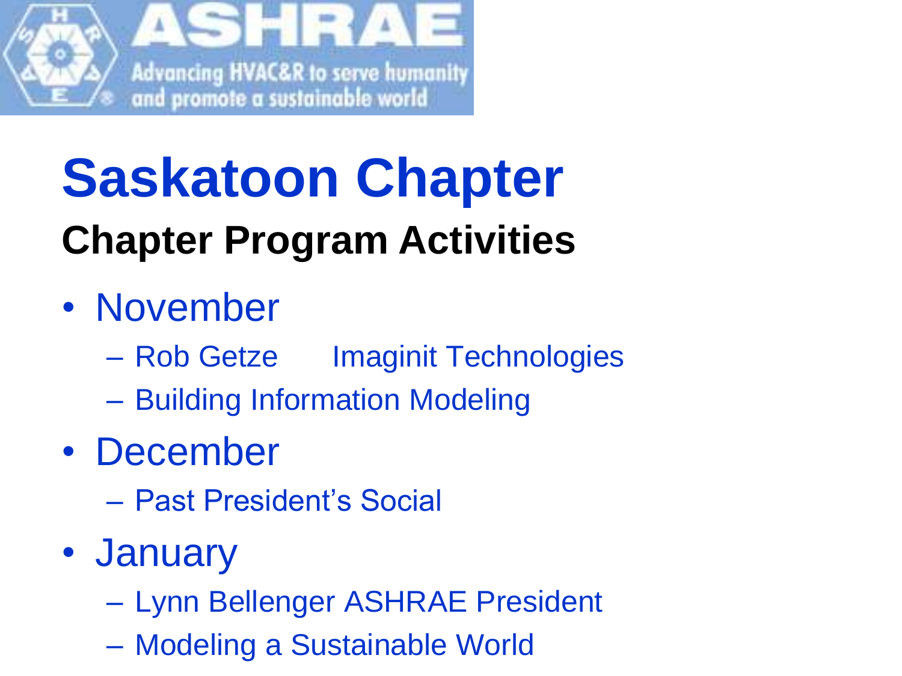# Saskatoon Chapter

## Chapter Program Activities

- November
  - Rob Getze Imaginit Technologies
  - Building Information Modeling
- December
  - Past President's Social
- January
  - Lynn Bellenger ASHRAE President
  - Modeling a Sustainable World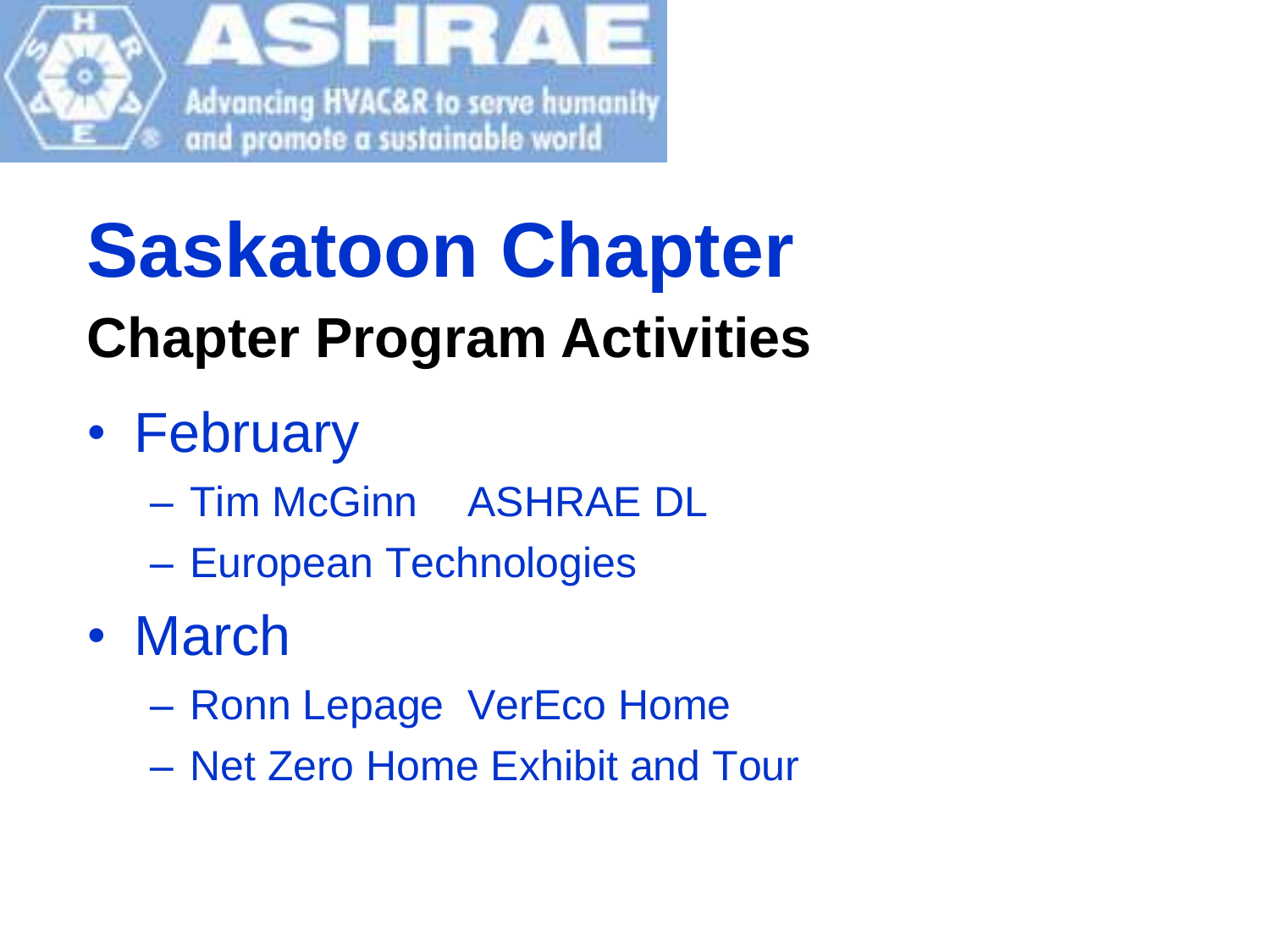# Saskatoon Chapter

## Chapter Program Activities

- February
  - Tim McGinn    ASHRAE DL
  - European Technologies
- March
  - Ronn Lepage  VerEco Home
  - Net Zero Home Exhibit and Tour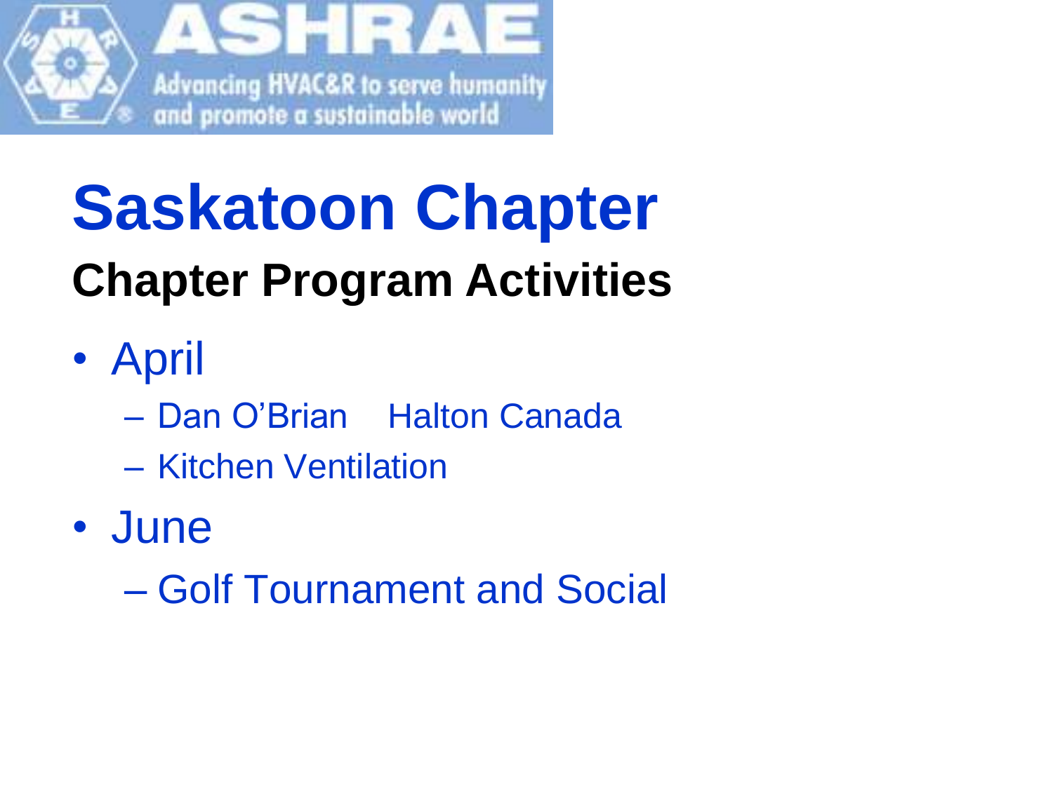# Saskatoon Chapter

## Chapter Program Activities

- April
  - Dan O'Brian    Halton Canada
  - Kitchen Ventilation
- June
  - Golf Tournament and Social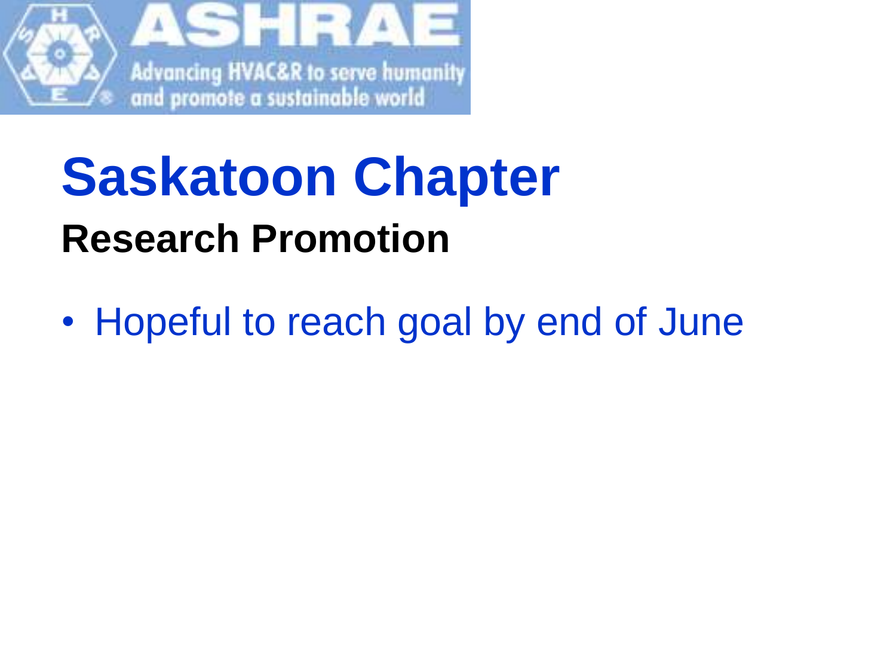# Saskatoon Chapter

## Research Promotion

- Hopeful to reach goal by end of June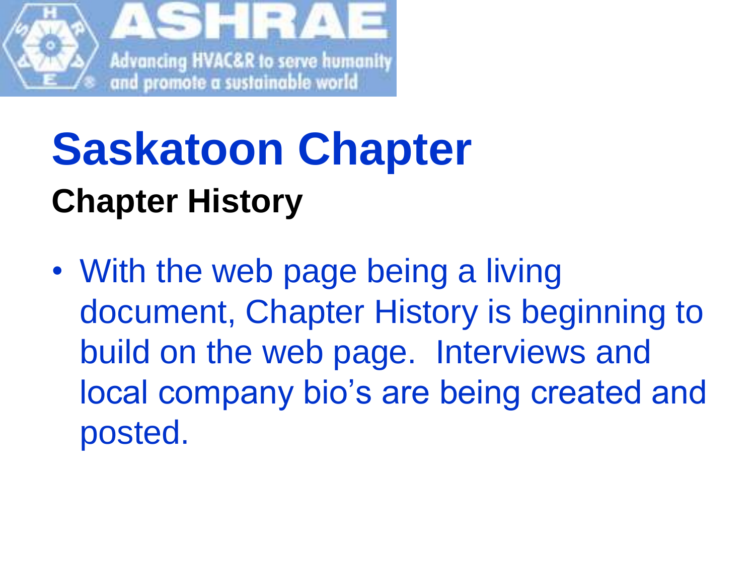# Saskatoon Chapter

## Chapter History

- With the web page being a living document, Chapter History is beginning to build on the web page.  Interviews and local company bio's are being created and posted.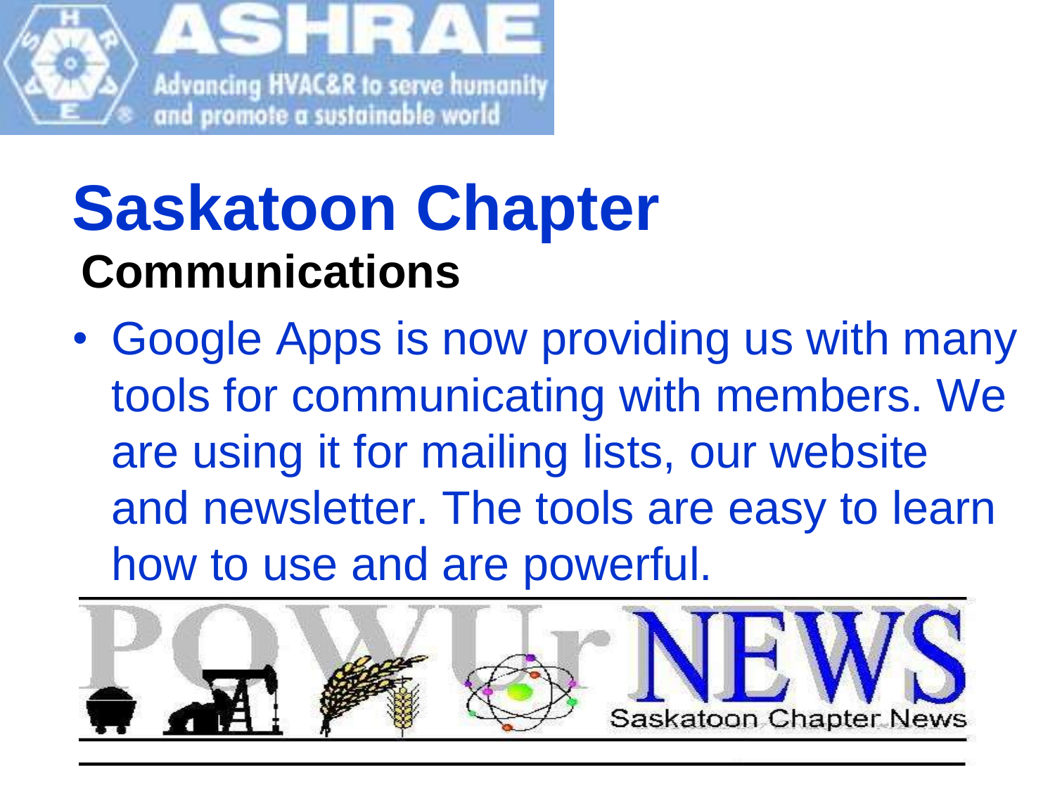# Saskatoon Chapter

## Communications

- Google Apps is now providing us with many tools for communicating with members. We are using it for mailing lists, our website and newsletter. The tools are easy to learn how to use and are powerful.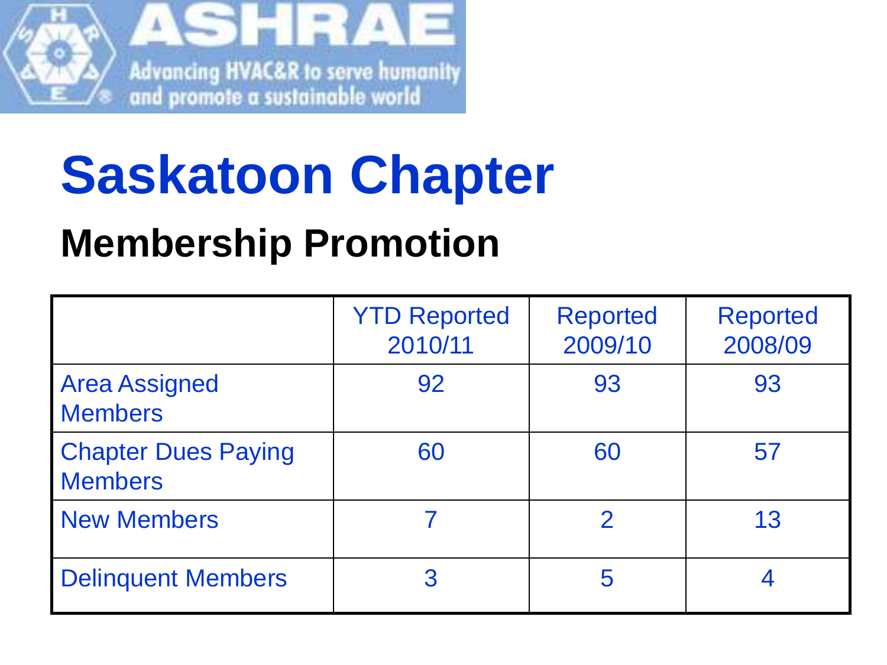# Saskatoon Chapter

## Membership Promotion

| | YTD Reported 2010/11 | Reported 2009/10 | Reported 2008/09 |
|---|---|---|---|
| Area Assigned Members | 92 | 93 | 93 |
| Chapter Dues Paying Members | 60 | 60 | 57 |
| New Members | 7 | 2 | 13 |
| Delinquent Members | 3 | 5 | 4 |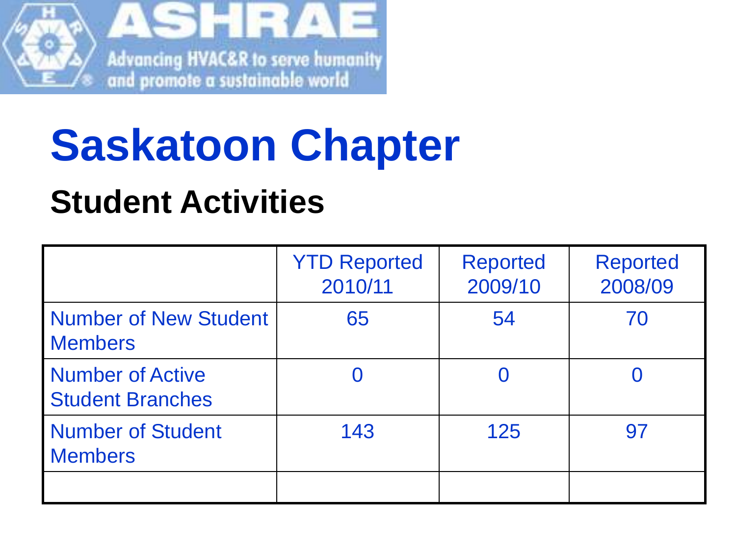# Saskatoon Chapter

## Student Activities

| | YTD Reported 2010/11 | Reported 2009/10 | Reported 2008/09 |
|---|---|---|---|
| Number of New Student Members | 65 | 54 | 70 |
| Number of Active Student Branches | 0 | 0 | 0 |
| Number of Student Members | 143 | 125 | 97 |
| | | | |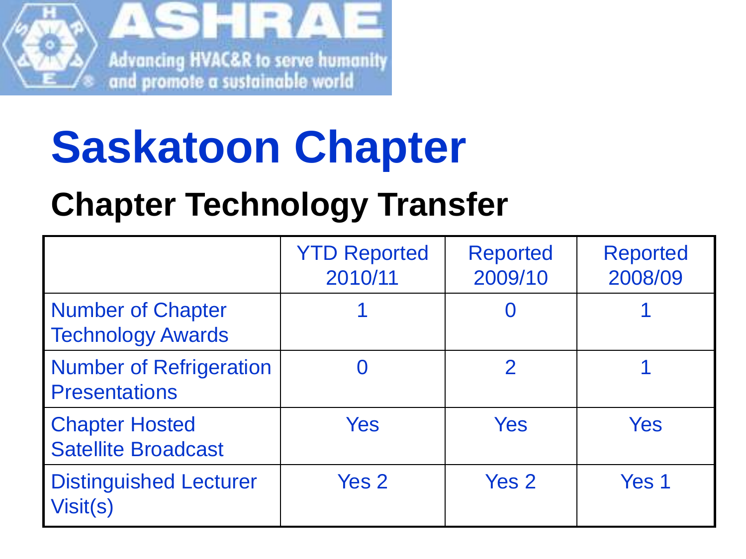ASHRAE

Advancing HVAC&R to serve humanity and promote a sustainable world

# Saskatoon Chapter

## Chapter Technology Transfer

| | YTD Reported 2010/11 | Reported 2009/10 | Reported 2008/09 |
|---|---|---|---|
| Number of Chapter Technology Awards | 1 | 0 | 1 |
| Number of Refrigeration Presentations | 0 | 2 | 1 |
| Chapter Hosted Satellite Broadcast | Yes | Yes | Yes |
| Distinguished Lecturer Visit(s) | Yes 2 | Yes 2 | Yes 1 |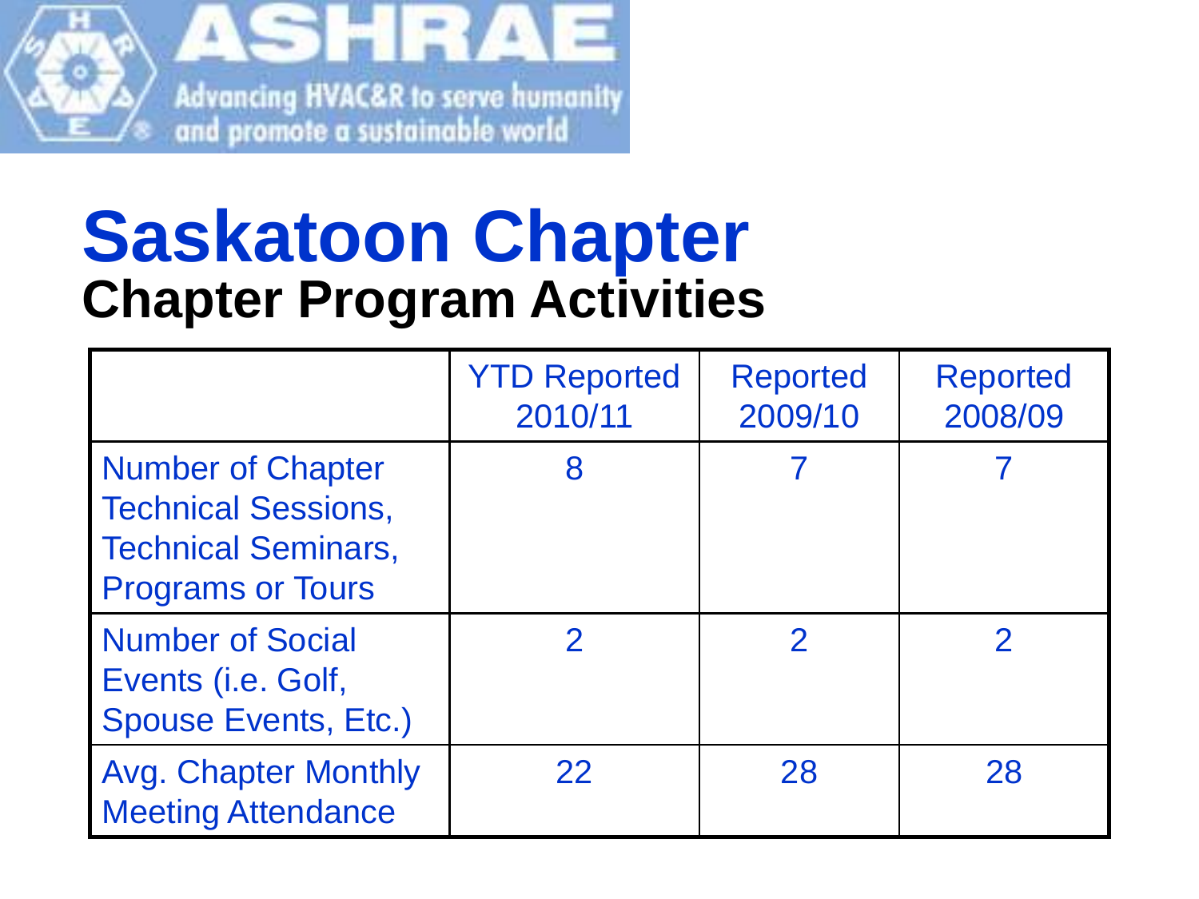# Saskatoon Chapter

## Chapter Program Activities

| | YTD Reported 2010/11 | Reported 2009/10 | Reported 2008/09 |
|---|---|---|---|
| Number of Chapter Technical Sessions, Technical Seminars, Programs or Tours | 8 | 7 | 7 |
| Number of Social Events (i.e. Golf, Spouse Events, Etc.) | 2 | 2 | 2 |
| Avg. Chapter Monthly Meeting Attendance | 22 | 28 | 28 |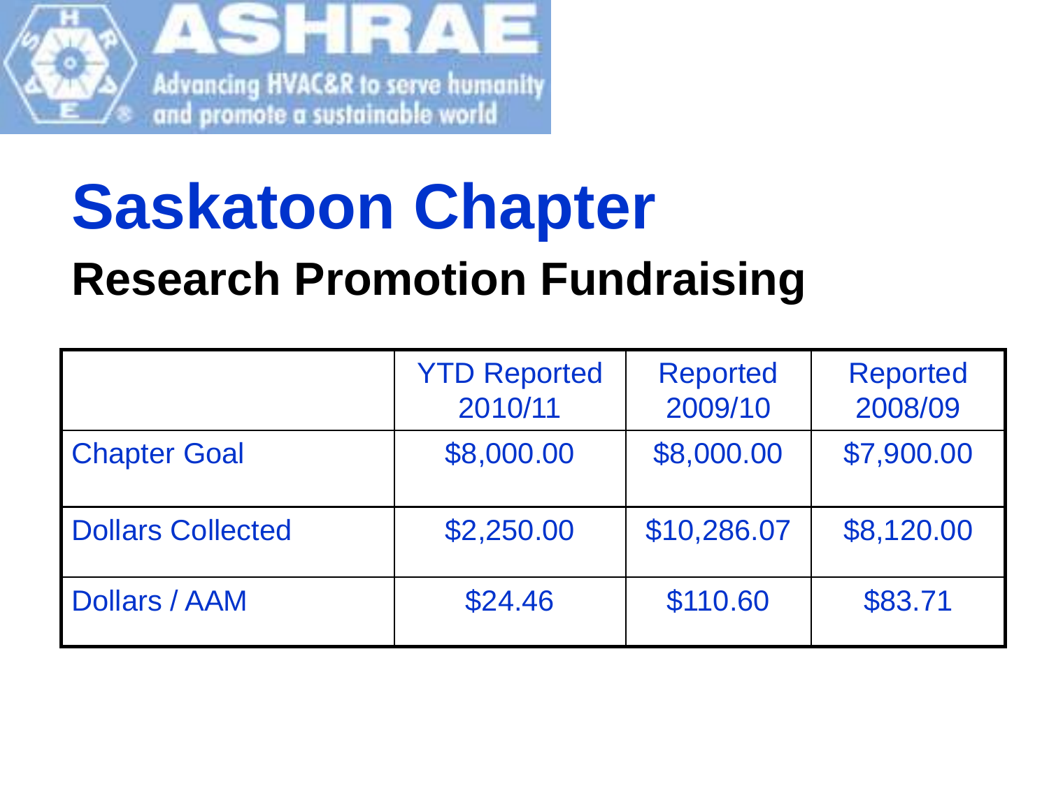# Saskatoon Chapter

## Research Promotion Fundraising

| | YTD Reported 2010/11 | Reported 2009/10 | Reported 2008/09 |
|---|---|---|---|
| Chapter Goal | $8,000.00 | $8,000.00 | $7,900.00 |
| Dollars Collected | $2,250.00 | $10,286.07 | $8,120.00 |
| Dollars / AAM | $24.46 | $110.60 | $83.71 |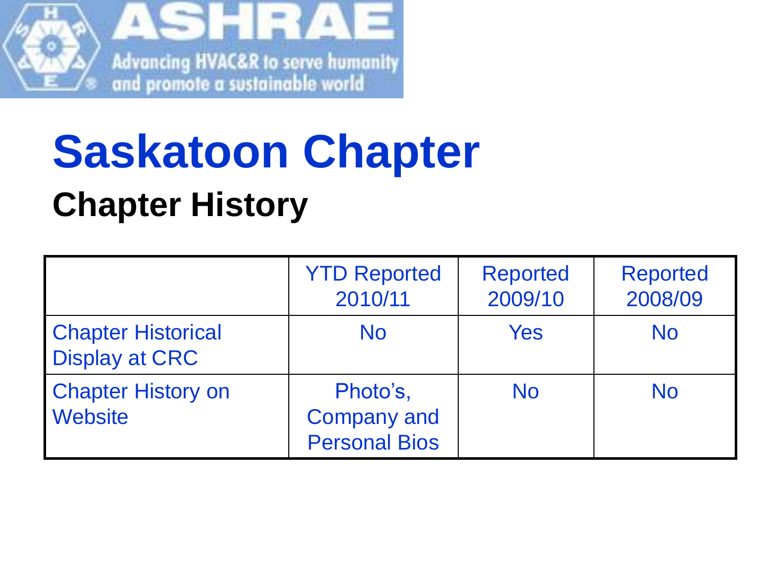# Saskatoon Chapter

## Chapter History

| | YTD Reported 2010/11 | Reported 2009/10 | Reported 2008/09 |
|---|---|---|---|
| Chapter Historical Display at CRC | No | Yes | No |
| Chapter History on Website | Photo’s, Company and Personal Bios | No | No |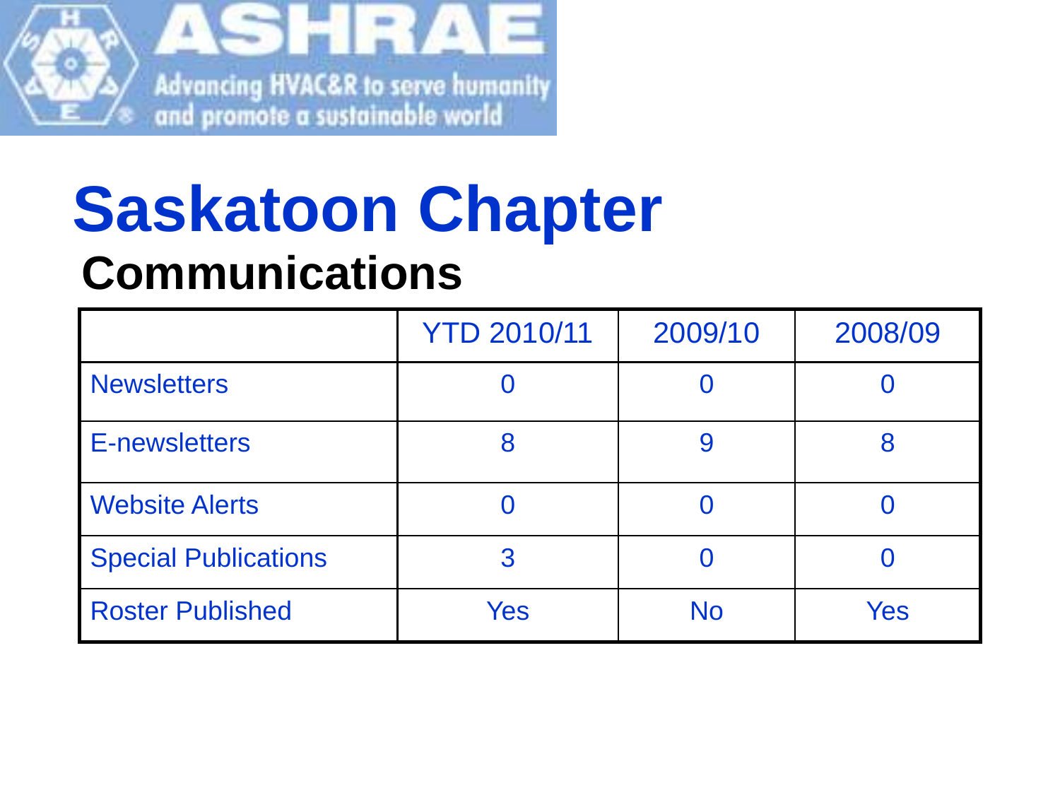# Saskatoon Chapter

## Communications

| | YTD 2010/11 | 2009/10 | 2008/09 |
|---|---|---|---|
| Newsletters | 0 | 0 | 0 |
| E-newsletters | 8 | 9 | 8 |
| Website Alerts | 0 | 0 | 0 |
| Special Publications | 3 | 0 | 0 |
| Roster Published | Yes | No | Yes |